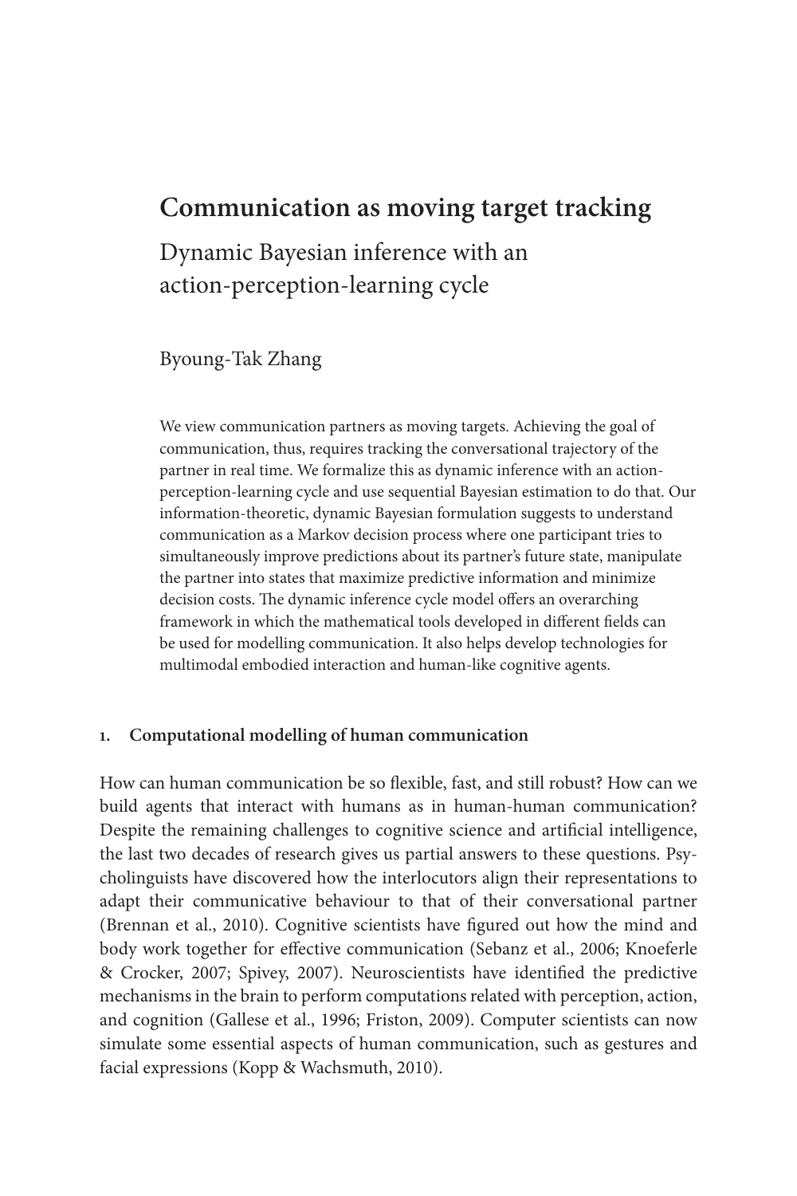# Communication as moving target tracking

## Dynamic Bayesian inference with an action-perception-learning cycle

Byoung-Tak Zhang

We view communication partners as moving targets. Achieving the goal of communication, thus, requires tracking the conversational trajectory of the partner in real time. We formalize this as dynamic inference with an action-perception-learning cycle and use sequential Bayesian estimation to do that. Our information-theoretic, dynamic Bayesian formulation suggests to understand communication as a Markov decision process where one participant tries to simultaneously improve predictions about its partner's future state, manipulate the partner into states that maximize predictive information and minimize decision costs. The dynamic inference cycle model offers an overarching framework in which the mathematical tools developed in different fields can be used for modelling communication. It also helps develop technologies for multimodal embodied interaction and human-like cognitive agents.

### 1. Computational modelling of human communication

How can human communication be so flexible, fast, and still robust? How can we build agents that interact with humans as in human-human communication? Despite the remaining challenges to cognitive science and artificial intelligence, the last two decades of research gives us partial answers to these questions. Psycholinguists have discovered how the interlocutors align their representations to adapt their communicative behaviour to that of their conversational partner (Brennan et al., 2010). Cognitive scientists have figured out how the mind and body work together for effective communication (Sebanz et al., 2006; Knoeferle & Crocker, 2007; Spivey, 2007). Neuroscientists have identified the predictive mechanisms in the brain to perform computations related with perception, action, and cognition (Gallese et al., 1996; Friston, 2009). Computer scientists can now simulate some essential aspects of human communication, such as gestures and facial expressions (Kopp & Wachsmuth, 2010).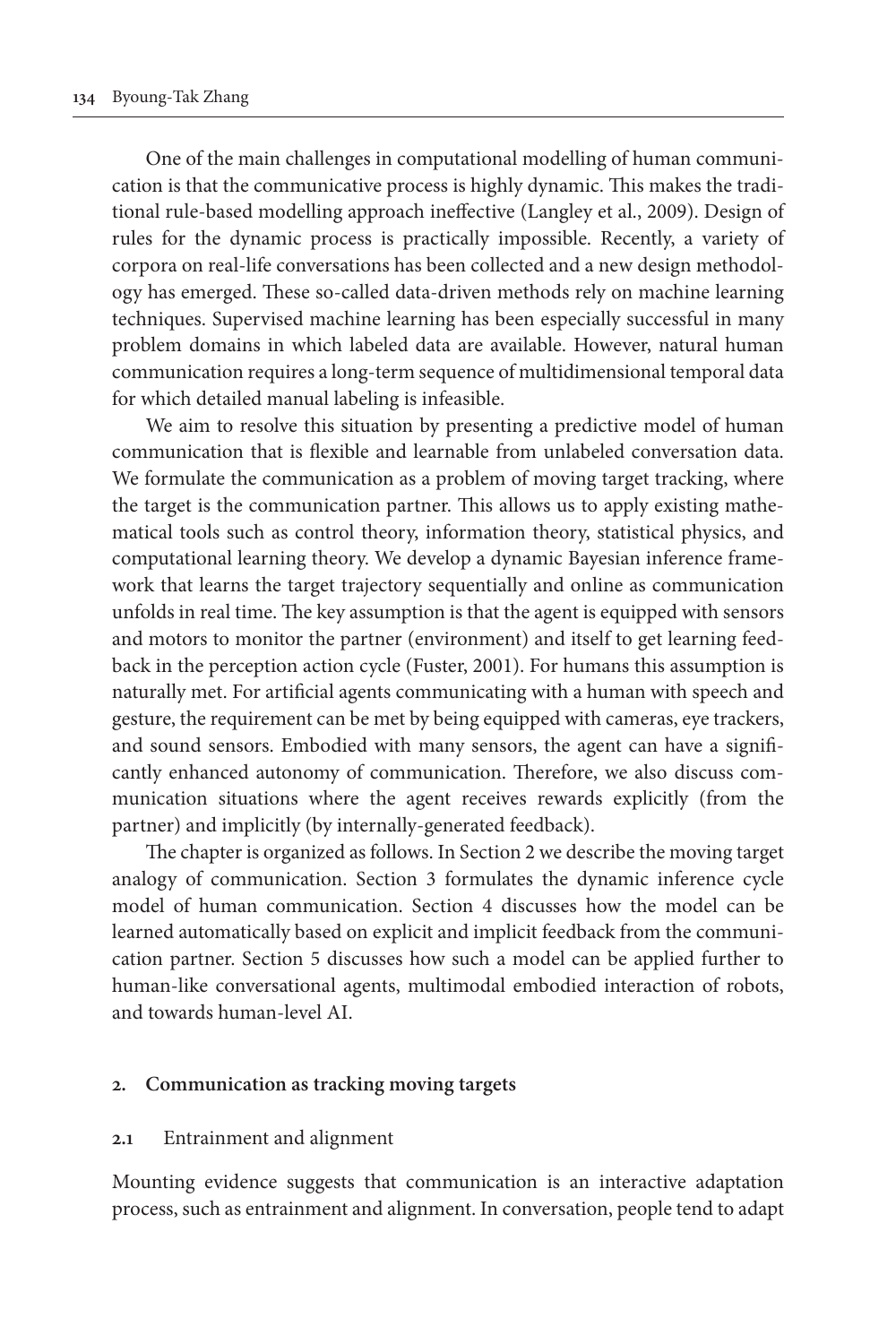One of the main challenges in computational modelling of human communication is that the communicative process is highly dynamic. This makes the traditional rule-based modelling approach ineffective (Langley et al., 2009). Design of rules for the dynamic process is practically impossible. Recently, a variety of corpora on real-life conversations has been collected and a new design methodology has emerged. These so-called data-driven methods rely on machine learning techniques. Supervised machine learning has been especially successful in many problem domains in which labeled data are available. However, natural human communication requires a long-term sequence of multidimensional temporal data for which detailed manual labeling is infeasible.

We aim to resolve this situation by presenting a predictive model of human communication that is flexible and learnable from unlabeled conversation data. We formulate the communication as a problem of moving target tracking, where the target is the communication partner. This allows us to apply existing mathematical tools such as control theory, information theory, statistical physics, and computational learning theory. We develop a dynamic Bayesian inference framework that learns the target trajectory sequentially and online as communication unfolds in real time. The key assumption is that the agent is equipped with sensors and motors to monitor the partner (environment) and itself to get learning feedback in the perception action cycle (Fuster, 2001). For humans this assumption is naturally met. For artificial agents communicating with a human with speech and gesture, the requirement can be met by being equipped with cameras, eye trackers, and sound sensors. Embodied with many sensors, the agent can have a significantly enhanced autonomy of communication. Therefore, we also discuss communication situations where the agent receives rewards explicitly (from the partner) and implicitly (by internally-generated feedback).

The chapter is organized as follows. In Section 2 we describe the moving target analogy of communication. Section 3 formulates the dynamic inference cycle model of human communication. Section 4 discusses how the model can be learned automatically based on explicit and implicit feedback from the communication partner. Section 5 discusses how such a model can be applied further to human-like conversational agents, multimodal embodied interaction of robots, and towards human-level AI.

## 2. Communication as tracking moving targets

### 2.1 Entrainment and alignment

Mounting evidence suggests that communication is an interactive adaptation process, such as entrainment and alignment. In conversation, people tend to adapt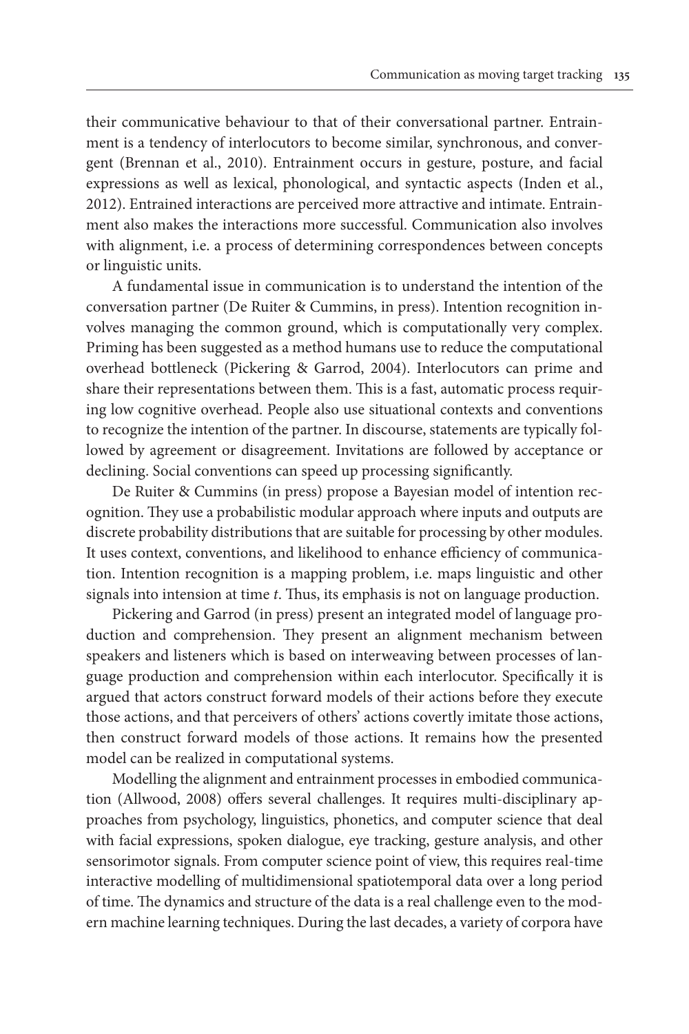their communicative behaviour to that of their conversational partner. Entrainment is a tendency of interlocutors to become similar, synchronous, and convergent (Brennan et al., 2010). Entrainment occurs in gesture, posture, and facial expressions as well as lexical, phonological, and syntactic aspects (Inden et al., 2012). Entrained interactions are perceived more attractive and intimate. Entrainment also makes the interactions more successful. Communication also involves with alignment, i.e. a process of determining correspondences between concepts or linguistic units.

A fundamental issue in communication is to understand the intention of the conversation partner (De Ruiter & Cummins, in press). Intention recognition involves managing the common ground, which is computationally very complex. Priming has been suggested as a method humans use to reduce the computational overhead bottleneck (Pickering & Garrod, 2004). Interlocutors can prime and share their representations between them. This is a fast, automatic process requiring low cognitive overhead. People also use situational contexts and conventions to recognize the intention of the partner. In discourse, statements are typically followed by agreement or disagreement. Invitations are followed by acceptance or declining. Social conventions can speed up processing significantly.

De Ruiter & Cummins (in press) propose a Bayesian model of intention recognition. They use a probabilistic modular approach where inputs and outputs are discrete probability distributions that are suitable for processing by other modules. It uses context, conventions, and likelihood to enhance efficiency of communication. Intention recognition is a mapping problem, i.e. maps linguistic and other signals into intension at time *t*. Thus, its emphasis is not on language production.

Pickering and Garrod (in press) present an integrated model of language production and comprehension. They present an alignment mechanism between speakers and listeners which is based on interweaving between processes of language production and comprehension within each interlocutor. Specifically it is argued that actors construct forward models of their actions before they execute those actions, and that perceivers of others' actions covertly imitate those actions, then construct forward models of those actions. It remains how the presented model can be realized in computational systems.

Modelling the alignment and entrainment processes in embodied communication (Allwood, 2008) offers several challenges. It requires multi-disciplinary approaches from psychology, linguistics, phonetics, and computer science that deal with facial expressions, spoken dialogue, eye tracking, gesture analysis, and other sensorimotor signals. From computer science point of view, this requires real-time interactive modelling of multidimensional spatiotemporal data over a long period of time. The dynamics and structure of the data is a real challenge even to the modern machine learning techniques. During the last decades, a variety of corpora have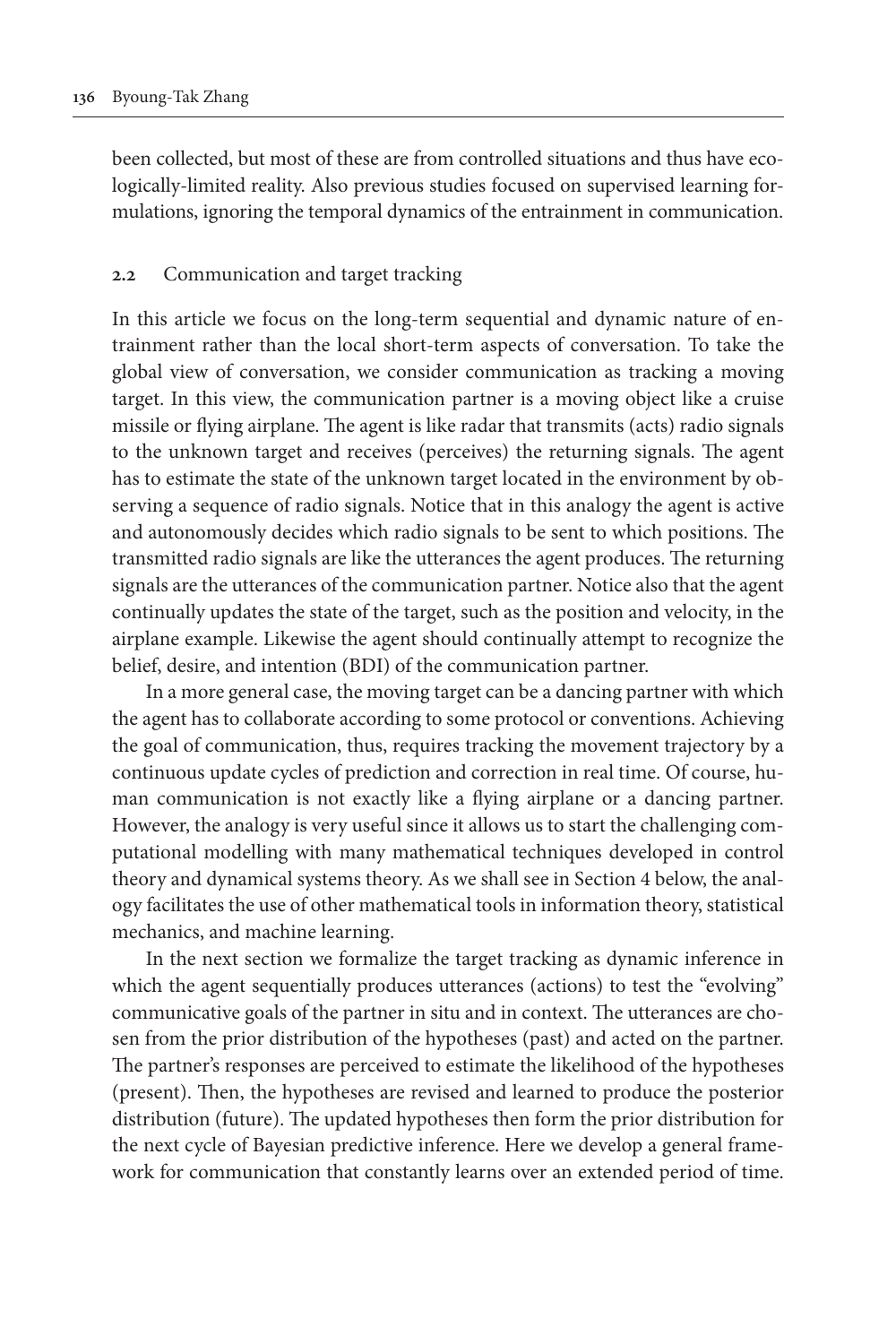been collected, but most of these are from controlled situations and thus have ecologically-limited reality. Also previous studies focused on supervised learning formulations, ignoring the temporal dynamics of the entrainment in communication.

### 2.2 Communication and target tracking

In this article we focus on the long-term sequential and dynamic nature of entrainment rather than the local short-term aspects of conversation. To take the global view of conversation, we consider communication as tracking a moving target. In this view, the communication partner is a moving object like a cruise missile or flying airplane. The agent is like radar that transmits (acts) radio signals to the unknown target and receives (perceives) the returning signals. The agent has to estimate the state of the unknown target located in the environment by observing a sequence of radio signals. Notice that in this analogy the agent is active and autonomously decides which radio signals to be sent to which positions. The transmitted radio signals are like the utterances the agent produces. The returning signals are the utterances of the communication partner. Notice also that the agent continually updates the state of the target, such as the position and velocity, in the airplane example. Likewise the agent should continually attempt to recognize the belief, desire, and intention (BDI) of the communication partner.

In a more general case, the moving target can be a dancing partner with which the agent has to collaborate according to some protocol or conventions. Achieving the goal of communication, thus, requires tracking the movement trajectory by a continuous update cycles of prediction and correction in real time. Of course, human communication is not exactly like a flying airplane or a dancing partner. However, the analogy is very useful since it allows us to start the challenging computational modelling with many mathematical techniques developed in control theory and dynamical systems theory. As we shall see in Section 4 below, the analogy facilitates the use of other mathematical tools in information theory, statistical mechanics, and machine learning.

In the next section we formalize the target tracking as dynamic inference in which the agent sequentially produces utterances (actions) to test the "evolving" communicative goals of the partner in situ and in context. The utterances are chosen from the prior distribution of the hypotheses (past) and acted on the partner. The partner's responses are perceived to estimate the likelihood of the hypotheses (present). Then, the hypotheses are revised and learned to produce the posterior distribution (future). The updated hypotheses then form the prior distribution for the next cycle of Bayesian predictive inference. Here we develop a general framework for communication that constantly learns over an extended period of time.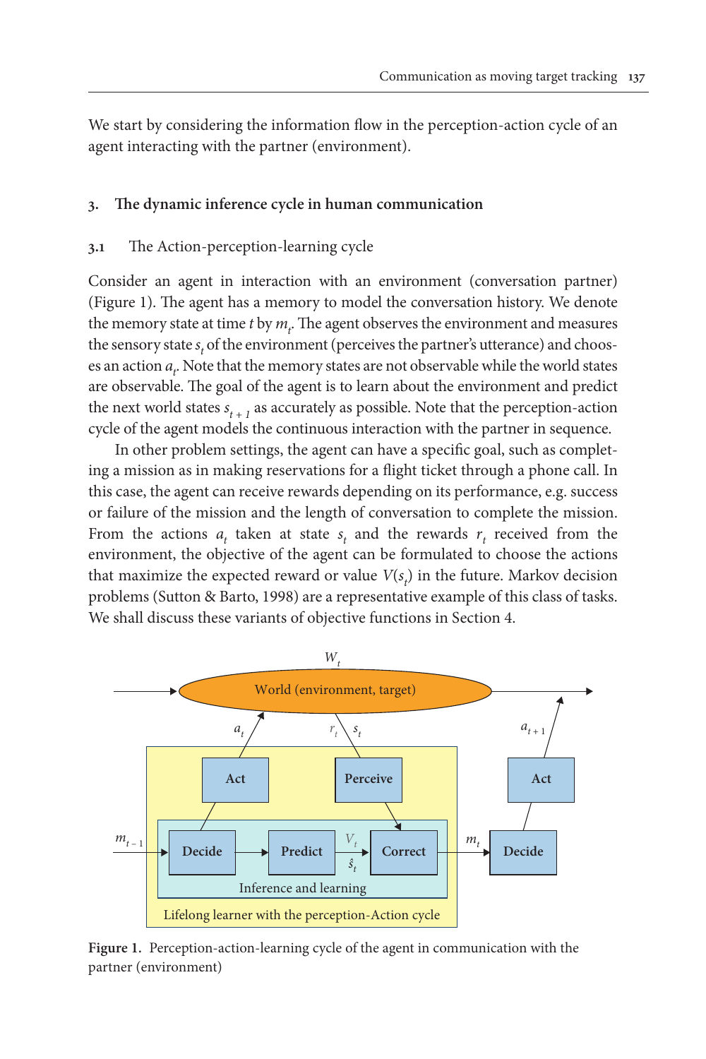We start by considering the information flow in the perception-action cycle of an agent interacting with the partner (environment).

## 3. The dynamic inference cycle in human communication

### 3.1 The Action-perception-learning cycle

Consider an agent in interaction with an environment (conversation partner) (Figure 1). The agent has a memory to model the conversation history. We denote the memory state at time $t$ by $m_t$. The agent observes the environment and measures the sensory state $s_t$ of the environment (perceives the partner's utterance) and chooses an action $a_t$. Note that the memory states are not observable while the world states are observable. The goal of the agent is to learn about the environment and predict the next world states $s_{t+1}$ as accurately as possible. Note that the perception-action cycle of the agent models the continuous interaction with the partner in sequence.

In other problem settings, the agent can have a specific goal, such as completing a mission as in making reservations for a flight ticket through a phone call. In this case, the agent can receive rewards depending on its performance, e.g. success or failure of the mission and the length of conversation to complete the mission. From the actions $a_t$ taken at state $s_t$ and the rewards $r_t$ received from the environment, the objective of the agent can be formulated to choose the actions that maximize the expected reward or value $V(s_t)$ in the future. Markov decision problems (Sutton & Barto, 1998) are a representative example of this class of tasks. We shall discuss these variants of objective functions in Section 4.

**Figure 1.** Perception-action-learning cycle of the agent in communication with the partner (environment)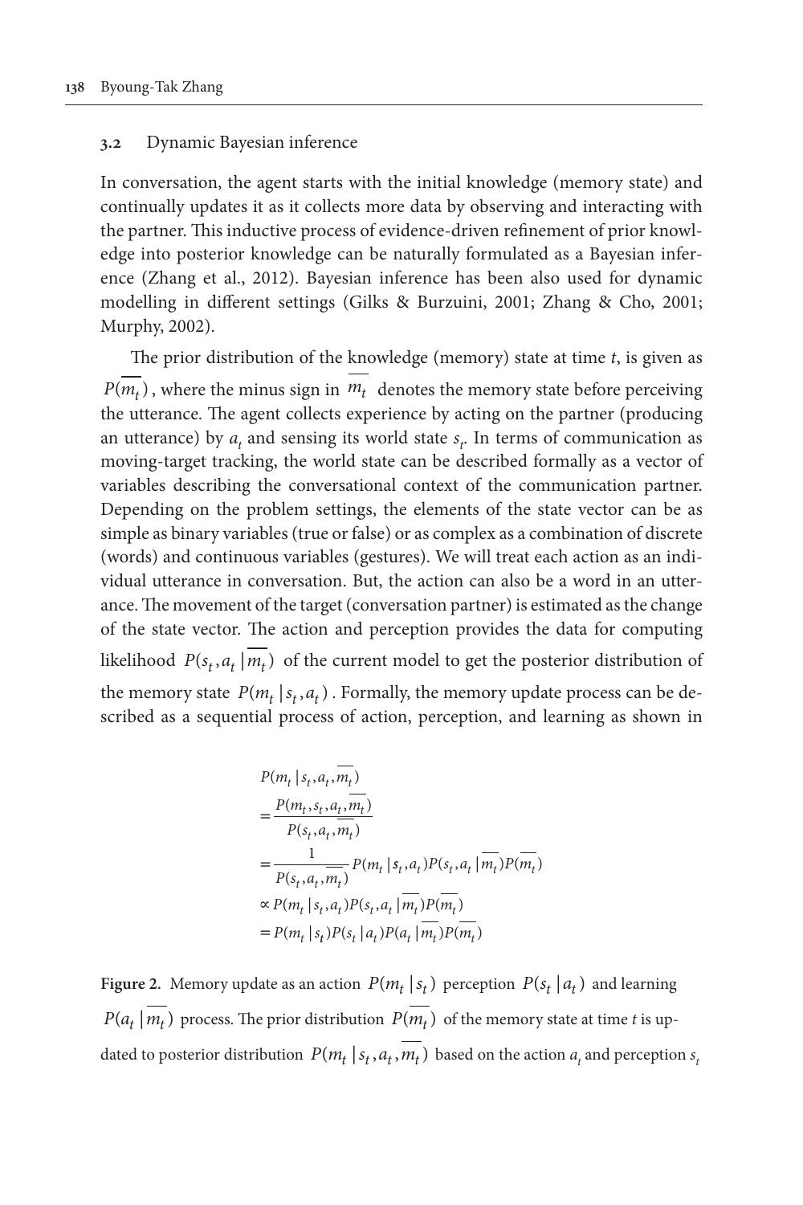### 3.2 Dynamic Bayesian inference

In conversation, the agent starts with the initial knowledge (memory state) and continually updates it as it collects more data by observing and interacting with the partner. This inductive process of evidence-driven refinement of prior knowledge into posterior knowledge can be naturally formulated as a Bayesian inference (Zhang et al., 2012). Bayesian inference has been also used for dynamic modelling in different settings (Gilks & Burzuini, 2001; Zhang & Cho, 2001; Murphy, 2002).

The prior distribution of the knowledge (memory) state at time *t*, is given as $P(\overline{m_t})$, where the minus sign in $\overline{m_t}$ denotes the memory state before perceiving the utterance. The agent collects experience by acting on the partner (producing an utterance) by $a_t$ and sensing its world state $s_t$. In terms of communication as moving-target tracking, the world state can be described formally as a vector of variables describing the conversational context of the communication partner. Depending on the problem settings, the elements of the state vector can be as simple as binary variables (true or false) or as complex as a combination of discrete (words) and continuous variables (gestures). We will treat each action as an individual utterance in conversation. But, the action can also be a word in an utterance. The movement of the target (conversation partner) is estimated as the change of the state vector. The action and perception provides the data for computing likelihood $P(s_t, a_t \mid \overline{m_t})$ of the current model to get the posterior distribution of the memory state $P(m_t \mid s_t, a_t)$. Formally, the memory update process can be described as a sequential process of action, perception, and learning as shown in

$$
\begin{aligned}
& P(m_t \mid s_t, a_t, \overline{m_t}) \\
&= \frac{P(m_t, s_t, a_t, \overline{m_t})}{P(s_t, a_t, \overline{m_t})} \\
&= \frac{1}{P(s_t, a_t, \overline{m_t})} P(m_t \mid s_t, a_t) P(s_t, a_t \mid \overline{m_t}) P(\overline{m_t}) \\
&\propto P(m_t \mid s_t, a_t) P(s_t, a_t \mid \overline{m_t}) P(\overline{m_t}) \\
&= P(m_t \mid s_t) P(s_t \mid a_t) P(a_t \mid \overline{m_t}) P(\overline{m_t})
\end{aligned}
$$

**Figure 2.** Memory update as an action $P(m_t \mid s_t)$ perception $P(s_t \mid a_t)$ and learning $P(a_t \mid \overline{m_t})$ process. The prior distribution $P(\overline{m_t})$ of the memory state at time *t* is updated to posterior distribution $P(m_t \mid s_t, a_t, \overline{m_t})$ based on the action $a_t$ and perception $s_t$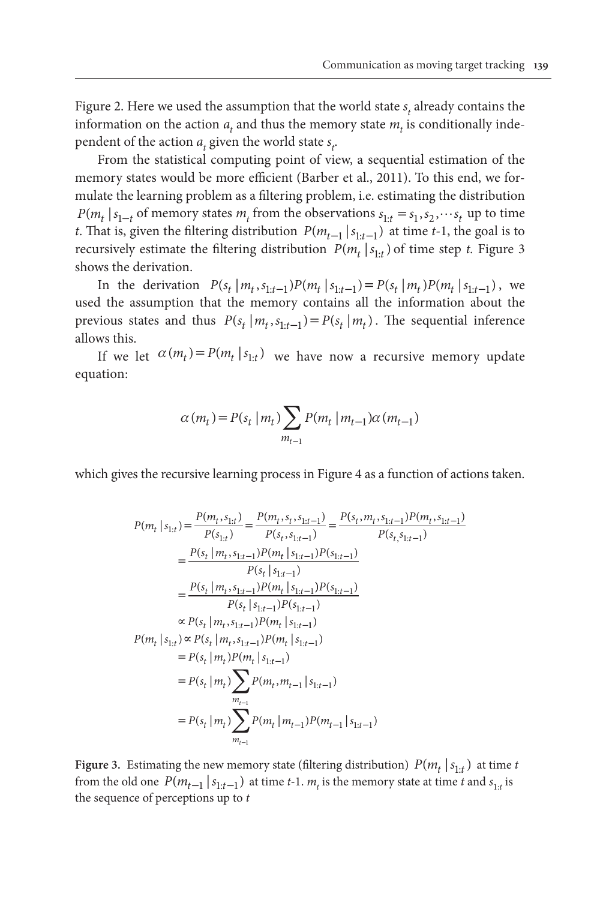Figure 2. Here we used the assumption that the world state $s_t$ already contains the information on the action $a_t$ and thus the memory state $m_t$ is conditionally independent of the action $a_t$ given the world state $s_t$.

From the statistical computing point of view, a sequential estimation of the memory states would be more efficient (Barber et al., 2011). To this end, we formulate the learning problem as a filtering problem, i.e. estimating the distribution $P(m_t \mid s_{1-t}$ of memory states $m_t$ from the observations $s_{1:t} = s_1, s_2, \cdots s_t$ up to time $t$. That is, given the filtering distribution $P(m_{t-1} \mid s_{1:t-1})$ at time $t$-1, the goal is to recursively estimate the filtering distribution $P(m_t \mid s_{1:t})$ of time step $t$. Figure 3 shows the derivation.

In the derivation $P(s_t \mid m_t, s_{1:t-1})P(m_t \mid s_{1:t-1}) = P(s_t \mid m_t)P(m_t \mid s_{1:t-1})$, we used the assumption that the memory contains all the information about the previous states and thus $P(s_t \mid m_t, s_{1:t-1}) = P(s_t \mid m_t)$. The sequential inference allows this.

If we let $\alpha(m_t) = P(m_t \mid s_{1:t})$ we have now a recursive memory update equation:

$$\alpha(m_t) = P(s_t \mid m_t) \sum_{m_{t-1}} P(m_t \mid m_{t-1}) \alpha(m_{t-1})$$

which gives the recursive learning process in Figure 4 as a function of actions taken.

$$
\begin{aligned}
P(m_t \mid s_{1:t}) &= \frac{P(m_t, s_{1:t})}{P(s_{1:t})} = \frac{P(m_t, s_t, s_{1:t-1})}{P(s_t, s_{1:t-1})} = \frac{P(s_t, m_t, s_{1:t-1})P(m_t, s_{1:t-1})}{P(s_t, s_{1:t-1})} \\
&= \frac{P(s_t \mid m_t, s_{1:t-1})P(m_t \mid s_{1:t-1})P(s_{1:t-1})}{P(s_t \mid s_{1:t-1})} \\
&= \frac{P(s_t \mid m_t, s_{1:t-1})P(m_t \mid s_{1:t-1})P(s_{1:t-1})}{P(s_t \mid s_{1:t-1})P(s_{1:t-1})} \\
&\propto P(s_t \mid m_t, s_{1:t-1})P(m_t \mid s_{1:t-1}) \\
P(m_t \mid s_{1:t}) &\propto P(s_t \mid m_t, s_{1:t-1})P(m_t \mid s_{1:t-1}) \\
&= P(s_t \mid m_t)P(m_t \mid s_{1:t-1}) \\
&= P(s_t \mid m_t) \sum_{m_{t-1}} P(m_t, m_{t-1} \mid s_{1:t-1}) \\
&= P(s_t \mid m_t) \sum_{m_{t-1}} P(m_t \mid m_{t-1}) P(m_{t-1} \mid s_{1:t-1})
\end{aligned}
$$

**Figure 3.** Estimating the new memory state (filtering distribution) $P(m_t \mid s_{1:t})$ at time $t$ from the old one $P(m_{t-1} \mid s_{1:t-1})$ at time $t$-1. $m_t$ is the memory state at time $t$ and $s_{1:t}$ is the sequence of perceptions up to $t$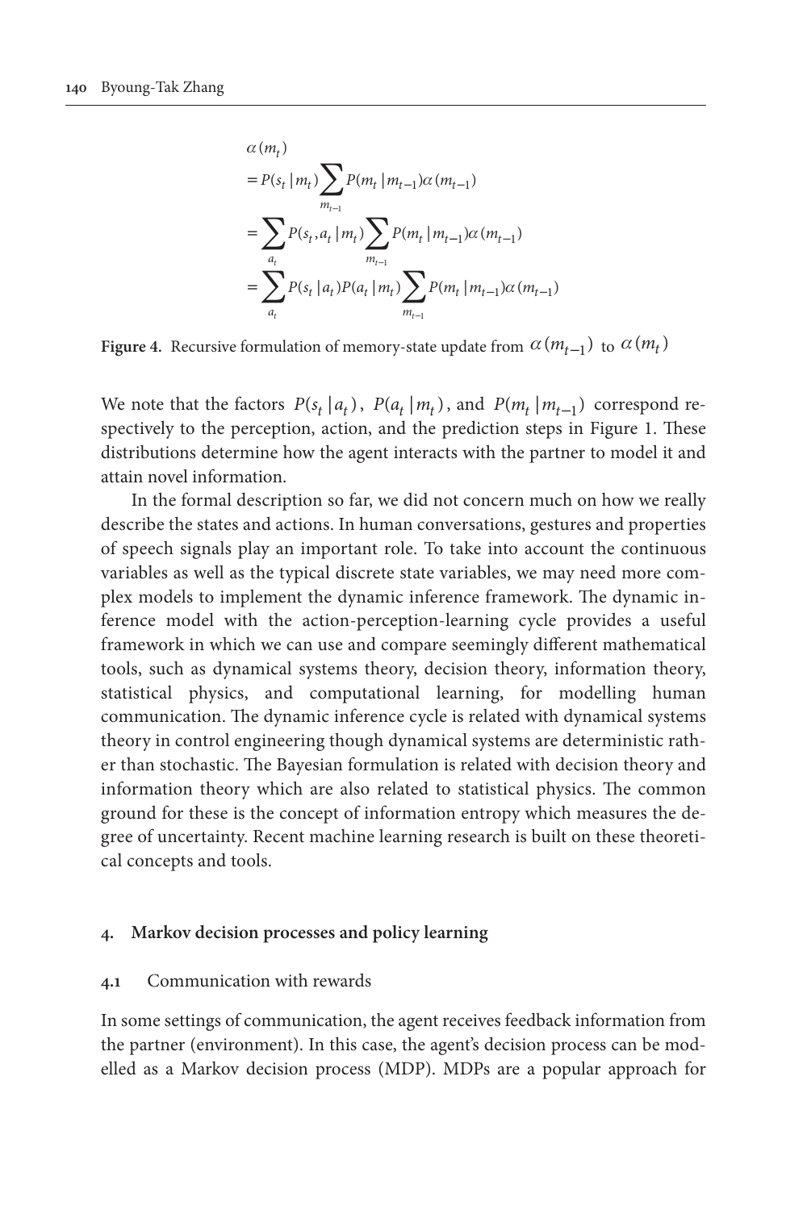$$
\begin{aligned}
&\alpha(m_t) \\
&= P(s_t \mid m_t) \sum_{m_{t-1}} P(m_t \mid m_{t-1}) \alpha(m_{t-1}) \\
&= \sum_{a_t} P(s_t, a_t \mid m_t) \sum_{m_{t-1}} P(m_t \mid m_{t-1}) \alpha(m_{t-1}) \\
&= \sum_{a_t} P(s_t \mid a_t) P(a_t \mid m_t) \sum_{m_{t-1}} P(m_t \mid m_{t-1}) \alpha(m_{t-1})
\end{aligned}
$$

**Figure 4.** Recursive formulation of memory-state update from $\alpha(m_{t-1})$ to $\alpha(m_t)$

We note that the factors $P(s_t \mid a_t)$, $P(a_t \mid m_t)$, and $P(m_t \mid m_{t-1})$ correspond respectively to the perception, action, and the prediction steps in Figure 1. These distributions determine how the agent interacts with the partner to model it and attain novel information.

In the formal description so far, we did not concern much on how we really describe the states and actions. In human conversations, gestures and properties of speech signals play an important role. To take into account the continuous variables as well as the typical discrete state variables, we may need more complex models to implement the dynamic inference framework. The dynamic inference model with the action-perception-learning cycle provides a useful framework in which we can use and compare seemingly different mathematical tools, such as dynamical systems theory, decision theory, information theory, statistical physics, and computational learning, for modelling human communication. The dynamic inference cycle is related with dynamical systems theory in control engineering though dynamical systems are deterministic rather than stochastic. The Bayesian formulation is related with decision theory and information theory which are also related to statistical physics. The common ground for these is the concept of information entropy which measures the degree of uncertainty. Recent machine learning research is built on these theoretical concepts and tools.

## 4. Markov decision processes and policy learning

### 4.1 Communication with rewards

In some settings of communication, the agent receives feedback information from the partner (environment). In this case, the agent's decision process can be modelled as a Markov decision process (MDP). MDPs are a popular approach for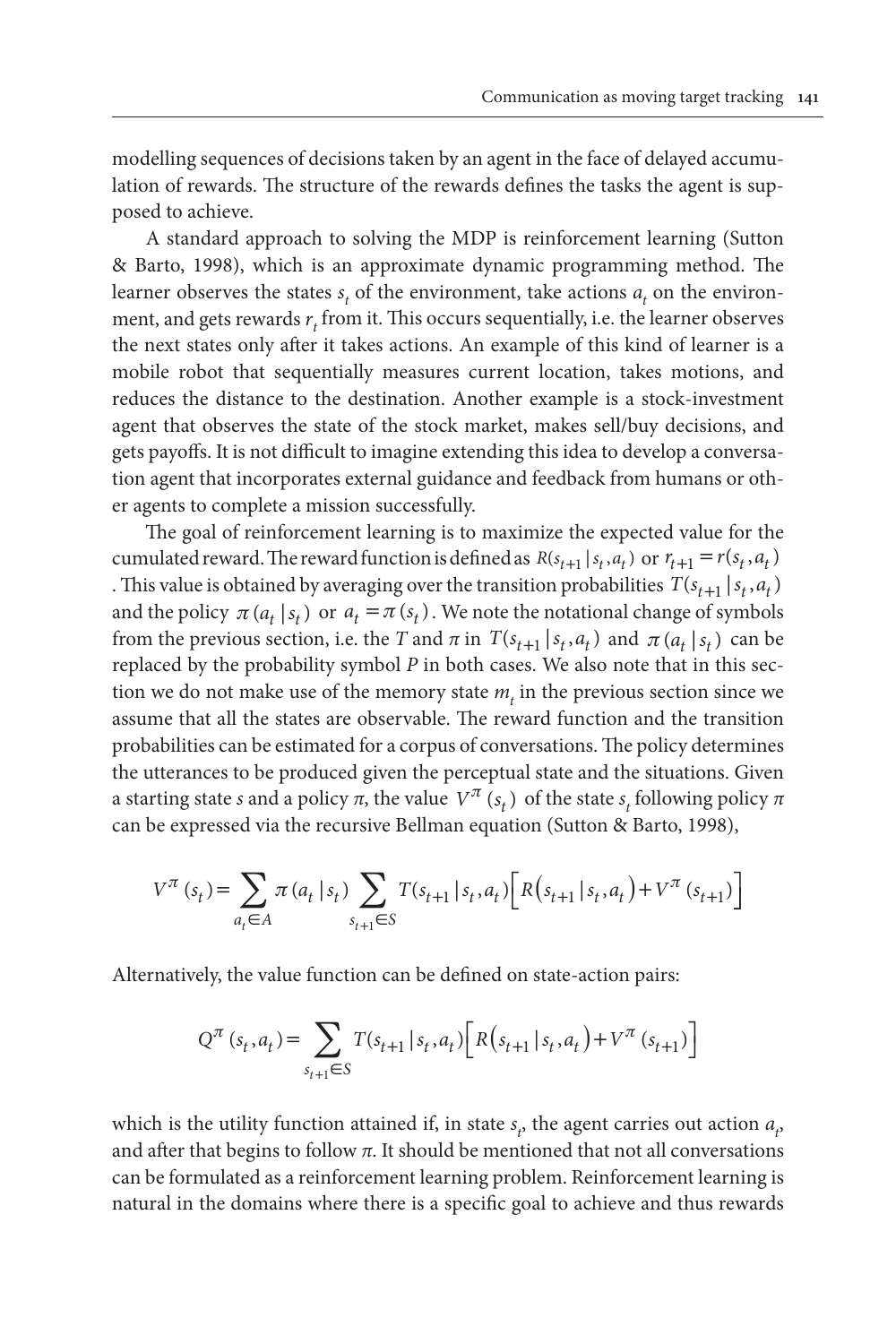modelling sequences of decisions taken by an agent in the face of delayed accumulation of rewards. The structure of the rewards defines the tasks the agent is supposed to achieve.

A standard approach to solving the MDP is reinforcement learning (Sutton & Barto, 1998), which is an approximate dynamic programming method. The learner observes the states $s_t$ of the environment, take actions $a_t$ on the environment, and gets rewards $r_t$ from it. This occurs sequentially, i.e. the learner observes the next states only after it takes actions. An example of this kind of learner is a mobile robot that sequentially measures current location, takes motions, and reduces the distance to the destination. Another example is a stock-investment agent that observes the state of the stock market, makes sell/buy decisions, and gets payoffs. It is not difficult to imagine extending this idea to develop a conversation agent that incorporates external guidance and feedback from humans or other agents to complete a mission successfully.

The goal of reinforcement learning is to maximize the expected value for the cumulated reward. The reward function is defined as $R(s_{t+1} | s_t, a_t)$ or $r_{t+1} = r(s_t, a_t)$. This value is obtained by averaging over the transition probabilities $T(s_{t+1} | s_t, a_t)$ and the policy $\pi(a_t | s_t)$ or $a_t = \pi(s_t)$. We note the notational change of symbols from the previous section, i.e. the $T$ and $\pi$ in $T(s_{t+1} | s_t, a_t)$ and $\pi(a_t | s_t)$ can be replaced by the probability symbol $P$ in both cases. We also note that in this section we do not make use of the memory state $m_t$ in the previous section since we assume that all the states are observable. The reward function and the transition probabilities can be estimated for a corpus of conversations. The policy determines the utterances to be produced given the perceptual state and the situations. Given a starting state $s$ and a policy $\pi$, the value $V^{\pi}(s_t)$ of the state $s_t$ following policy $\pi$ can be expressed via the recursive Bellman equation (Sutton & Barto, 1998),

$$V^{\pi}(s_t) = \sum_{a_t \in A} \pi(a_t | s_t) \sum_{s_{t+1} \in S} T(s_{t+1} | s_t, a_t) \Big[ R\big(s_{t+1} | s_t, a_t\big) + V^{\pi}(s_{t+1}) \Big]$$

Alternatively, the value function can be defined on state-action pairs:

$$Q^{\pi}(s_t, a_t) = \sum_{s_{t+1} \in S} T(s_{t+1} | s_t, a_t) \Big[ R\big(s_{t+1} | s_t, a_t\big) + V^{\pi}(s_{t+1}) \Big]$$

which is the utility function attained if, in state $s_t$, the agent carries out action $a_t$, and after that begins to follow $\pi$. It should be mentioned that not all conversations can be formulated as a reinforcement learning problem. Reinforcement learning is natural in the domains where there is a specific goal to achieve and thus rewards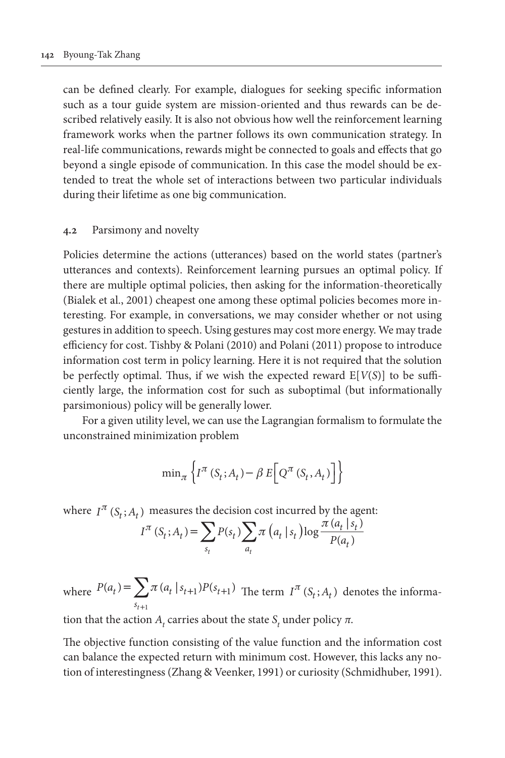can be defined clearly. For example, dialogues for seeking specific information such as a tour guide system are mission-oriented and thus rewards can be described relatively easily. It is also not obvious how well the reinforcement learning framework works when the partner follows its own communication strategy. In real-life communications, rewards might be connected to goals and effects that go beyond a single episode of communication. In this case the model should be extended to treat the whole set of interactions between two particular individuals during their lifetime as one big communication.

### 4.2 Parsimony and novelty

Policies determine the actions (utterances) based on the world states (partner's utterances and contexts). Reinforcement learning pursues an optimal policy. If there are multiple optimal policies, then asking for the information-theoretically (Bialek et al., 2001) cheapest one among these optimal policies becomes more interesting. For example, in conversations, we may consider whether or not using gestures in addition to speech. Using gestures may cost more energy. We may trade efficiency for cost. Tishby & Polani (2010) and Polani (2011) propose to introduce information cost term in policy learning. Here it is not required that the solution be perfectly optimal. Thus, if we wish the expected reward $E[V(S)]$ to be sufficiently large, the information cost for such as suboptimal (but informationally parsimonious) policy will be generally lower.

For a given utility level, we can use the Lagrangian formalism to formulate the unconstrained minimization problem

$$\min_{\pi} \left\{ I^{\pi}(S_t ; A_t) - \beta E\left[ Q^{\pi}(S_t, A_t) \right] \right\}$$

where $I^{\pi}(S_t ; A_t)$ measures the decision cost incurred by the agent:

$$I^{\pi}(S_t ; A_t) = \sum_{s_t} P(s_t) \sum_{a_t} \pi\left(a_t \mid s_t\right) \log \frac{\pi(a_t \mid s_t)}{P(a_t)}$$

where $P(a_t) = \sum_{s_{t+1}} \pi(a_t \mid s_{t+1}) P(s_{t+1})$ The term $I^{\pi}(S_t ; A_t)$ denotes the information that the action $A_t$ carries about the state $S_t$ under policy $\pi$.

The objective function consisting of the value function and the information cost can balance the expected return with minimum cost. However, this lacks any notion of interestingness (Zhang & Veenker, 1991) or curiosity (Schmidhuber, 1991).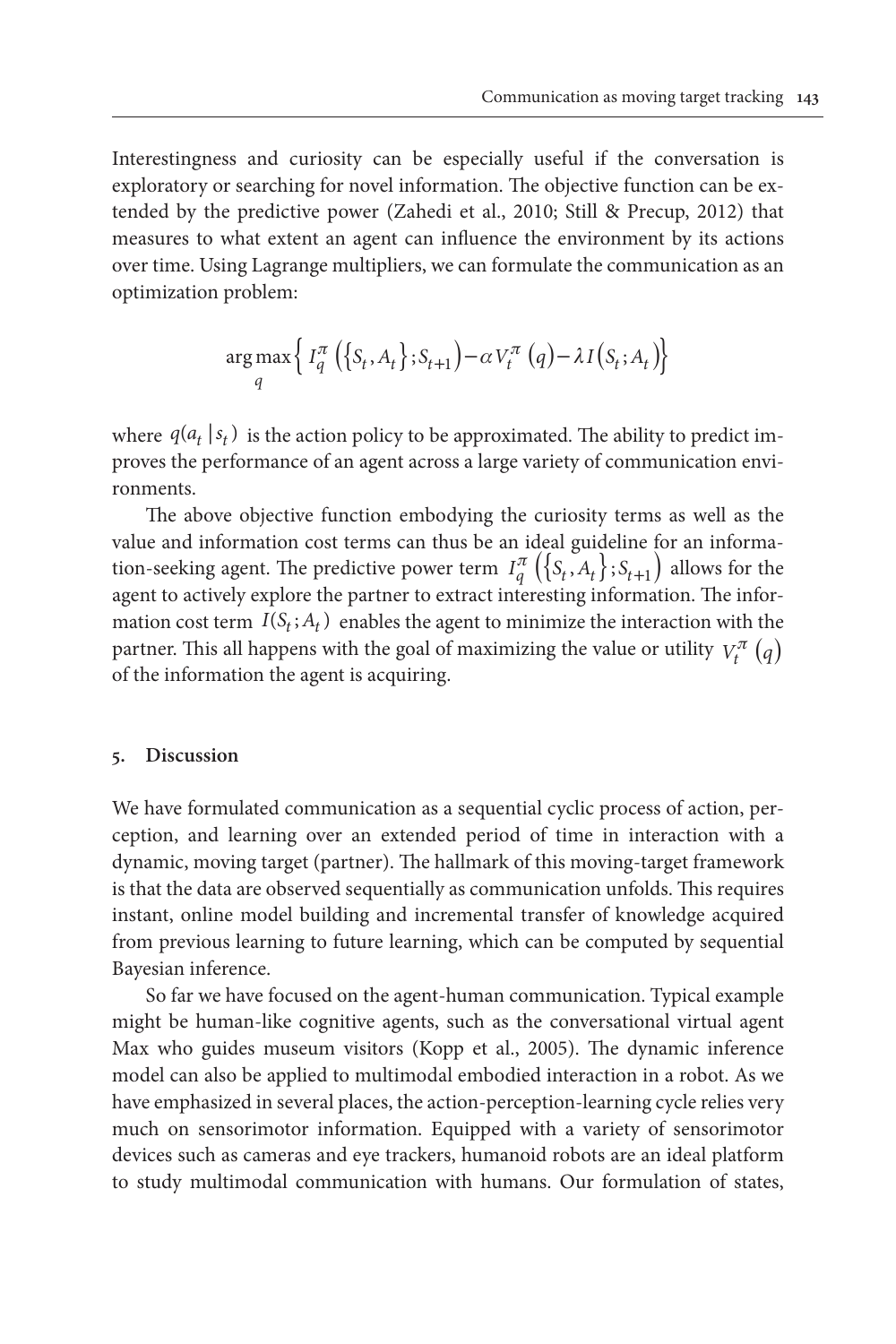Interestingness and curiosity can be especially useful if the conversation is exploratory or searching for novel information. The objective function can be extended by the predictive power (Zahedi et al., 2010; Still & Precup, 2012) that measures to what extent an agent can influence the environment by its actions over time. Using Lagrange multipliers, we can formulate the communication as an optimization problem:

$$\underset{q}{\arg\max}\left\{ I_q^{\pi}\left(\left\{S_t, A_t\right\}; S_{t+1}\right) - \alpha V_t^{\pi}\left(q\right) - \lambda I\left(S_t; A_t\right)\right\}$$

where $q(a_t | s_t)$ is the action policy to be approximated. The ability to predict improves the performance of an agent across a large variety of communication environments.

The above objective function embodying the curiosity terms as well as the value and information cost terms can thus be an ideal guideline for an information-seeking agent. The predictive power term $I_q^{\pi}\left(\left\{S_t, A_t\right\}; S_{t+1}\right)$ allows for the agent to actively explore the partner to extract interesting information. The information cost term $I(S_t; A_t)$ enables the agent to minimize the interaction with the partner. This all happens with the goal of maximizing the value or utility $V_t^{\pi}\left(q\right)$ of the information the agent is acquiring.

## 5. Discussion

We have formulated communication as a sequential cyclic process of action, perception, and learning over an extended period of time in interaction with a dynamic, moving target (partner). The hallmark of this moving-target framework is that the data are observed sequentially as communication unfolds. This requires instant, online model building and incremental transfer of knowledge acquired from previous learning to future learning, which can be computed by sequential Bayesian inference.

So far we have focused on the agent-human communication. Typical example might be human-like cognitive agents, such as the conversational virtual agent Max who guides museum visitors (Kopp et al., 2005). The dynamic inference model can also be applied to multimodal embodied interaction in a robot. As we have emphasized in several places, the action-perception-learning cycle relies very much on sensorimotor information. Equipped with a variety of sensorimotor devices such as cameras and eye trackers, humanoid robots are an ideal platform to study multimodal communication with humans. Our formulation of states,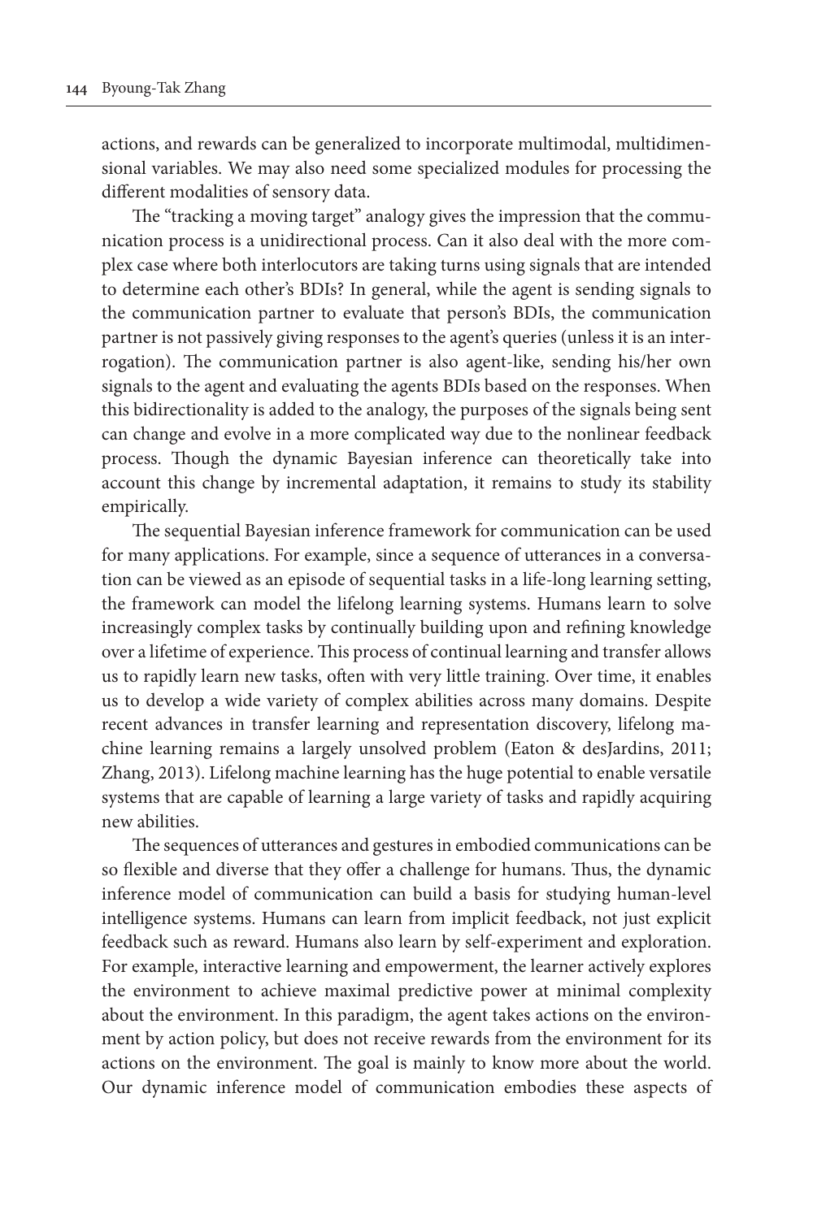actions, and rewards can be generalized to incorporate multimodal, multidimensional variables. We may also need some specialized modules for processing the different modalities of sensory data.

The "tracking a moving target" analogy gives the impression that the communication process is a unidirectional process. Can it also deal with the more complex case where both interlocutors are taking turns using signals that are intended to determine each other's BDIs? In general, while the agent is sending signals to the communication partner to evaluate that person's BDIs, the communication partner is not passively giving responses to the agent's queries (unless it is an interrogation). The communication partner is also agent-like, sending his/her own signals to the agent and evaluating the agents BDIs based on the responses. When this bidirectionality is added to the analogy, the purposes of the signals being sent can change and evolve in a more complicated way due to the nonlinear feedback process. Though the dynamic Bayesian inference can theoretically take into account this change by incremental adaptation, it remains to study its stability empirically.

The sequential Bayesian inference framework for communication can be used for many applications. For example, since a sequence of utterances in a conversation can be viewed as an episode of sequential tasks in a life-long learning setting, the framework can model the lifelong learning systems. Humans learn to solve increasingly complex tasks by continually building upon and refining knowledge over a lifetime of experience. This process of continual learning and transfer allows us to rapidly learn new tasks, often with very little training. Over time, it enables us to develop a wide variety of complex abilities across many domains. Despite recent advances in transfer learning and representation discovery, lifelong machine learning remains a largely unsolved problem (Eaton & desJardins, 2011; Zhang, 2013). Lifelong machine learning has the huge potential to enable versatile systems that are capable of learning a large variety of tasks and rapidly acquiring new abilities.

The sequences of utterances and gestures in embodied communications can be so flexible and diverse that they offer a challenge for humans. Thus, the dynamic inference model of communication can build a basis for studying human-level intelligence systems. Humans can learn from implicit feedback, not just explicit feedback such as reward. Humans also learn by self-experiment and exploration. For example, interactive learning and empowerment, the learner actively explores the environment to achieve maximal predictive power at minimal complexity about the environment. In this paradigm, the agent takes actions on the environment by action policy, but does not receive rewards from the environment for its actions on the environment. The goal is mainly to know more about the world. Our dynamic inference model of communication embodies these aspects of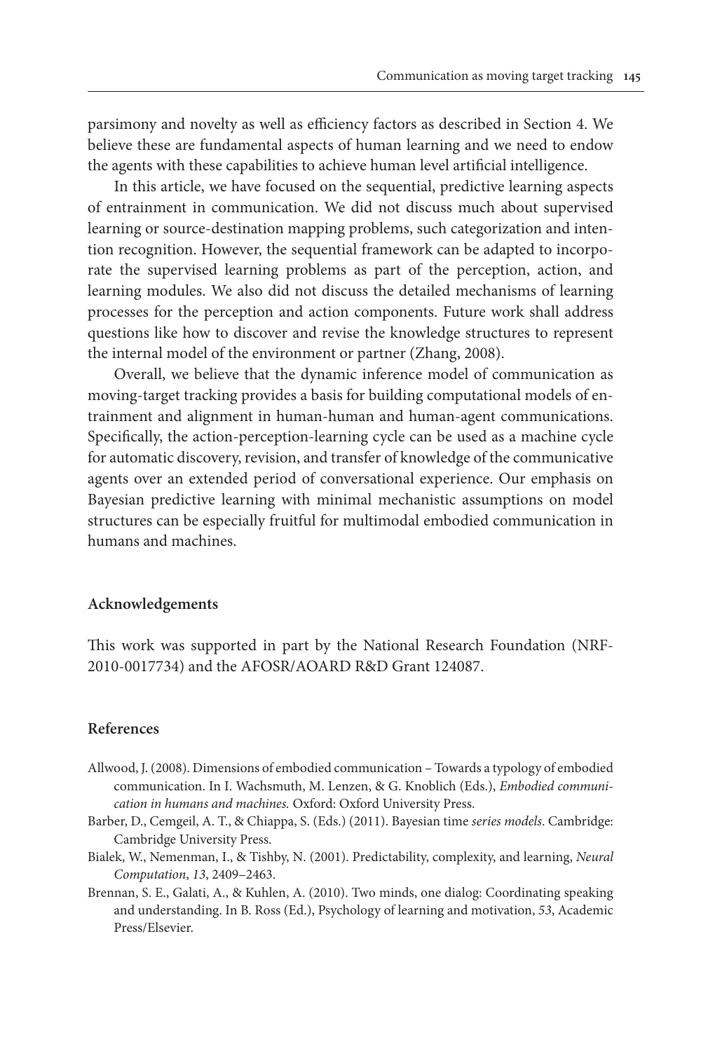parsimony and novelty as well as efficiency factors as described in Section 4. We believe these are fundamental aspects of human learning and we need to endow the agents with these capabilities to achieve human level artificial intelligence.

In this article, we have focused on the sequential, predictive learning aspects of entrainment in communication. We did not discuss much about supervised learning or source-destination mapping problems, such categorization and intention recognition. However, the sequential framework can be adapted to incorporate the supervised learning problems as part of the perception, action, and learning modules. We also did not discuss the detailed mechanisms of learning processes for the perception and action components. Future work shall address questions like how to discover and revise the knowledge structures to represent the internal model of the environment or partner (Zhang, 2008).

Overall, we believe that the dynamic inference model of communication as moving-target tracking provides a basis for building computational models of entrainment and alignment in human-human and human-agent communications. Specifically, the action-perception-learning cycle can be used as a machine cycle for automatic discovery, revision, and transfer of knowledge of the communicative agents over an extended period of conversational experience. Our emphasis on Bayesian predictive learning with minimal mechanistic assumptions on model structures can be especially fruitful for multimodal embodied communication in humans and machines.

## Acknowledgements

This work was supported in part by the National Research Foundation (NRF-2010-0017734) and the AFOSR/AOARD R&D Grant 124087.

## References

Allwood, J. (2008). Dimensions of embodied communication – Towards a typology of embodied communication. In I. Wachsmuth, M. Lenzen, & G. Knoblich (Eds.), *Embodied communication in humans and machines.* Oxford: Oxford University Press.

Barber, D., Cemgeil, A. T., & Chiappa, S. (Eds.) (2011). Bayesian time *series models*. Cambridge: Cambridge University Press.

Bialek, W., Nemenman, I., & Tishby, N. (2001). Predictability, complexity, and learning, *Neural Computation*, *13*, 2409–2463.

Brennan, S. E., Galati, A., & Kuhlen, A. (2010). Two minds, one dialog: Coordinating speaking and understanding. In B. Ross (Ed.), Psychology of learning and motivation, *53*, Academic Press/Elsevier.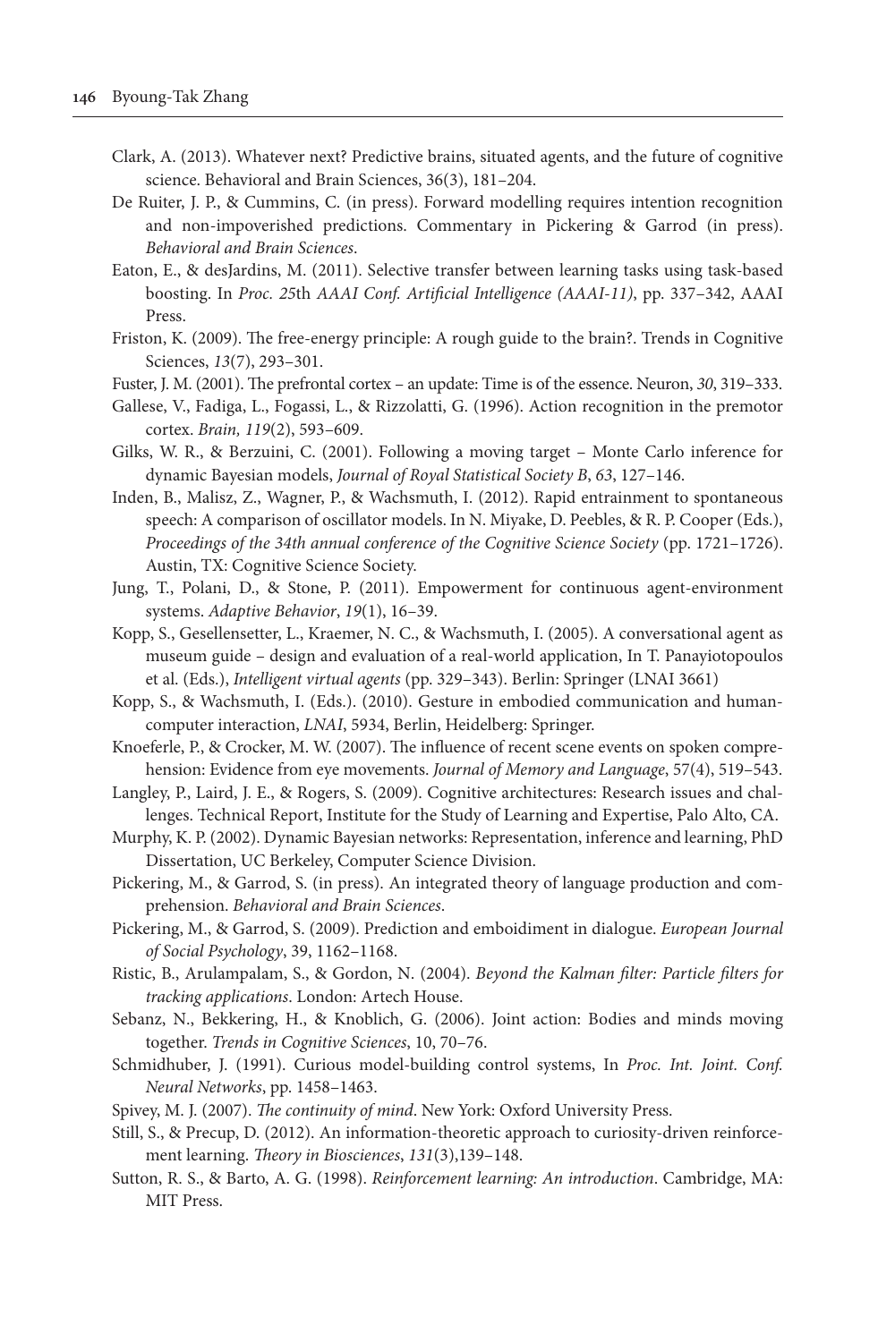Clark, A. (2013). Whatever next? Predictive brains, situated agents, and the future of cognitive science. Behavioral and Brain Sciences, 36(3), 181–204.

De Ruiter, J. P., & Cummins, C. (in press). Forward modelling requires intention recognition and non-impoverished predictions. Commentary in Pickering & Garrod (in press). *Behavioral and Brain Sciences*.

Eaton, E., & desJardins, M. (2011). Selective transfer between learning tasks using task-based boosting. In *Proc. 25*th *AAAI Conf. Artificial Intelligence (AAAI-11)*, pp. 337–342, AAAI Press.

Friston, K. (2009). The free-energy principle: A rough guide to the brain?. Trends in Cognitive Sciences, *13*(7), 293–301.

Fuster, J. M. (2001). The prefrontal cortex – an update: Time is of the essence. Neuron, *30*, 319–333.

Gallese, V., Fadiga, L., Fogassi, L., & Rizzolatti, G. (1996). Action recognition in the premotor cortex. *Brain, 119*(2), 593–609.

Gilks, W. R., & Berzuini, C. (2001). Following a moving target – Monte Carlo inference for dynamic Bayesian models, *Journal of Royal Statistical Society B*, *63*, 127–146.

Inden, B., Malisz, Z., Wagner, P., & Wachsmuth, I. (2012). Rapid entrainment to spontaneous speech: A comparison of oscillator models. In N. Miyake, D. Peebles, & R. P. Cooper (Eds.), *Proceedings of the 34th annual conference of the Cognitive Science Society* (pp. 1721–1726). Austin, TX: Cognitive Science Society.

Jung, T., Polani, D., & Stone, P. (2011). Empowerment for continuous agent-environment systems. *Adaptive Behavior*, *19*(1), 16–39.

Kopp, S., Gesellensetter, L., Kraemer, N. C., & Wachsmuth, I. (2005). A conversational agent as museum guide – design and evaluation of a real-world application, In T. Panayiotopoulos et al. (Eds.), *Intelligent virtual agents* (pp. 329–343). Berlin: Springer (LNAI 3661)

Kopp, S., & Wachsmuth, I. (Eds.). (2010). Gesture in embodied communication and human-computer interaction, *LNAI*, 5934, Berlin, Heidelberg: Springer.

Knoeferle, P., & Crocker, M. W. (2007). The influence of recent scene events on spoken comprehension: Evidence from eye movements. *Journal of Memory and Language*, 57(4), 519–543.

Langley, P., Laird, J. E., & Rogers, S. (2009). Cognitive architectures: Research issues and challenges. Technical Report, Institute for the Study of Learning and Expertise, Palo Alto, CA.

Murphy, K. P. (2002). Dynamic Bayesian networks: Representation, inference and learning, PhD Dissertation, UC Berkeley, Computer Science Division.

Pickering, M., & Garrod, S. (in press). An integrated theory of language production and comprehension. *Behavioral and Brain Sciences*.

Pickering, M., & Garrod, S. (2009). Prediction and emboidiment in dialogue. *European Journal of Social Psychology*, 39, 1162–1168.

Ristic, B., Arulampalam, S., & Gordon, N. (2004). *Beyond the Kalman filter: Particle filters for tracking applications*. London: Artech House.

Sebanz, N., Bekkering, H., & Knoblich, G. (2006). Joint action: Bodies and minds moving together. *Trends in Cognitive Sciences*, 10, 70–76.

Schmidhuber, J. (1991). Curious model-building control systems, In *Proc. Int. Joint. Conf. Neural Networks*, pp. 1458–1463.

Spivey, M. J. (2007). *The continuity of mind*. New York: Oxford University Press.

Still, S., & Precup, D. (2012). An information-theoretic approach to curiosity-driven reinforcement learning. *Theory in Biosciences*, *131*(3),139–148.

Sutton, R. S., & Barto, A. G. (1998). *Reinforcement learning: An introduction*. Cambridge, MA: MIT Press.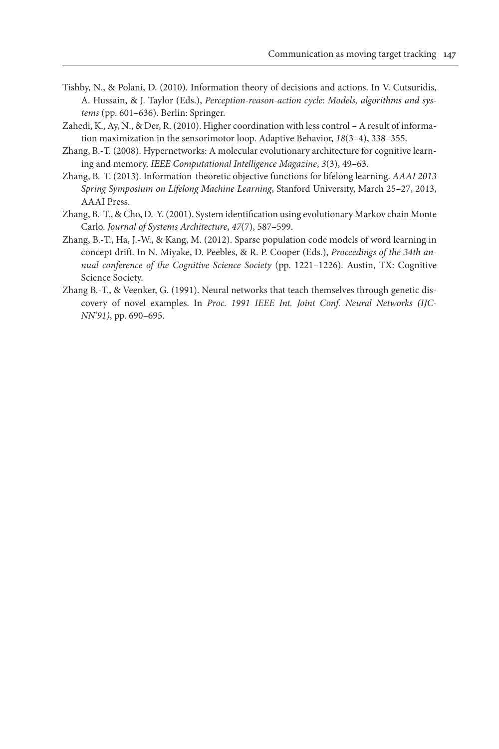Tishby, N., & Polani, D. (2010). Information theory of decisions and actions. In V. Cutsuridis, A. Hussain, & J. Taylor (Eds.), *Perception-reason-action cycle*: *Models, algorithms and systems* (pp. 601–636). Berlin: Springer.

Zahedi, K., Ay, N., & Der, R. (2010). Higher coordination with less control – A result of information maximization in the sensorimotor loop. Adaptive Behavior, *18*(3–4), 338–355.

Zhang, B.-T. (2008). Hypernetworks: A molecular evolutionary architecture for cognitive learning and memory. *IEEE Computational Intelligence Magazine*, *3*(3), 49–63.

Zhang, B.-T. (2013). Information-theoretic objective functions for lifelong learning. *AAAI 2013 Spring Symposium on Lifelong Machine Learning*, Stanford University, March 25–27, 2013, AAAI Press.

Zhang, B.-T., & Cho, D.-Y. (2001). System identification using evolutionary Markov chain Monte Carlo. *Journal of Systems Architecture*, *47*(7), 587–599.

Zhang, B.-T., Ha, J.-W., & Kang, M. (2012). Sparse population code models of word learning in concept drift. In N. Miyake, D. Peebles, & R. P. Cooper (Eds.), *Proceedings of the 34th annual conference of the Cognitive Science Society* (pp. 1221–1226). Austin, TX: Cognitive Science Society.

Zhang B.-T., & Veenker, G. (1991). Neural networks that teach themselves through genetic discovery of novel examples. In *Proc. 1991 IEEE Int. Joint Conf. Neural Networks (IJCNN'91)*, pp. 690–695.